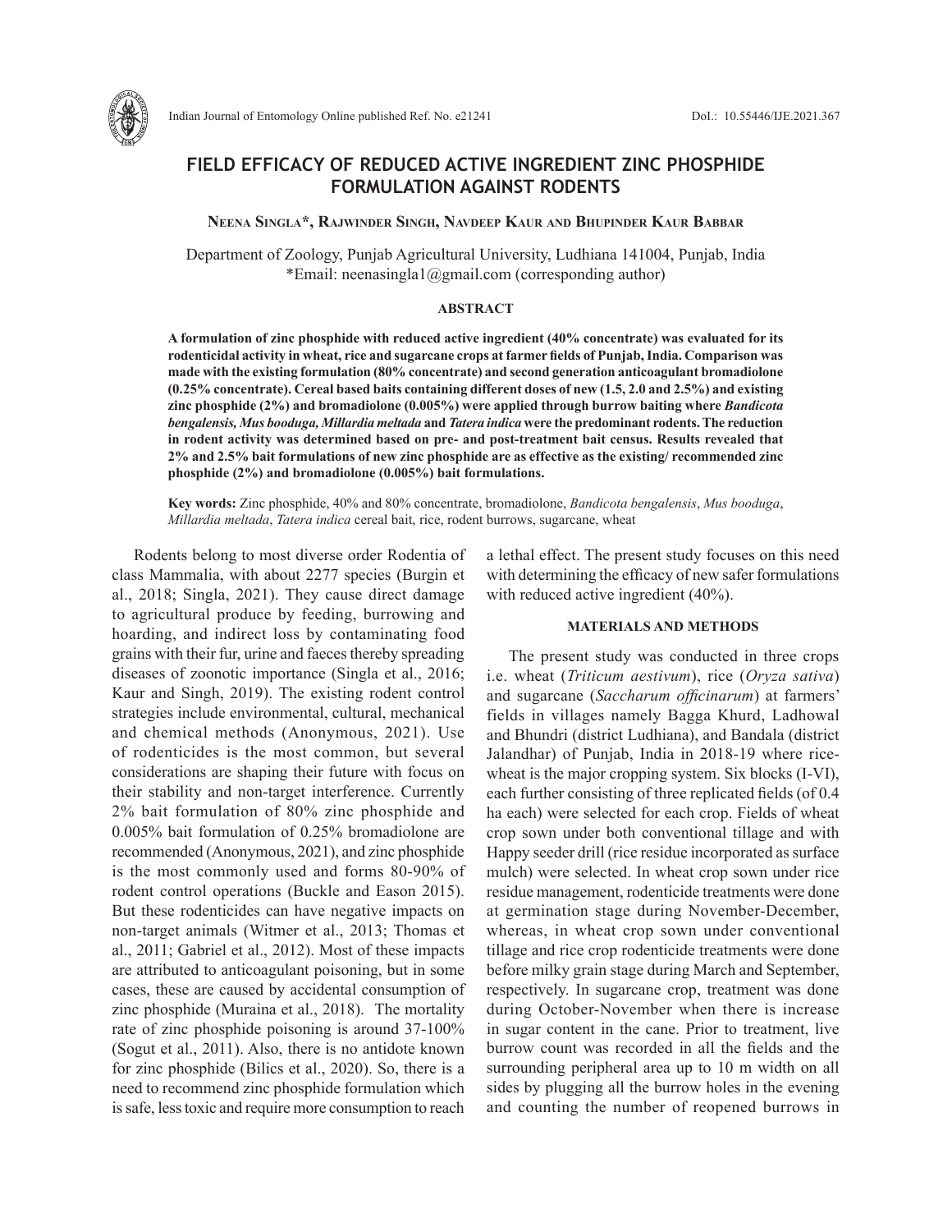# FIELD EFFICACY OF REDUCED ACTIVE INGREDIENT ZINC PHOSPHIDE FORMULATION AGAINST RODENTS

**Neena Singla\*, Rajwinder Singh, Navdeep Kaur and Bhupinder Kaur Babbar**

Department of Zoology, Punjab Agricultural University, Ludhiana 141004, Punjab, India
\*Email: neenasingla1@gmail.com (corresponding author)

## ABSTRACT

**A formulation of zinc phosphide with reduced active ingredient (40% concentrate) was evaluated for its rodenticidal activity in wheat, rice and sugarcane crops at farmer fields of Punjab, India. Comparison was made with the existing formulation (80% concentrate) and second generation anticoagulant bromadiolone (0.25% concentrate). Cereal based baits containing different doses of new (1.5, 2.0 and 2.5%) and existing zinc phosphide (2%) and bromadiolone (0.005%) were applied through burrow baiting where *Bandicota bengalensis, Mus booduga, Millardia meltada* and *Tatera indica* were the predominant rodents. The reduction in rodent activity was determined based on pre- and post-treatment bait census. Results revealed that 2% and 2.5% bait formulations of new zinc phosphide are as effective as the existing/ recommended zinc phosphide (2%) and bromadiolone (0.005%) bait formulations.**

**Key words:** Zinc phosphide, 40% and 80% concentrate, bromadiolone, *Bandicota bengalensis*, *Mus booduga*, *Millardia meltada*, *Tatera indica* cereal bait, rice, rodent burrows, sugarcane, wheat

Rodents belong to most diverse order Rodentia of class Mammalia, with about 2277 species (Burgin et al., 2018; Singla, 2021). They cause direct damage to agricultural produce by feeding, burrowing and hoarding, and indirect loss by contaminating food grains with their fur, urine and faeces thereby spreading diseases of zoonotic importance (Singla et al., 2016; Kaur and Singh, 2019). The existing rodent control strategies include environmental, cultural, mechanical and chemical methods (Anonymous, 2021). Use of rodenticides is the most common, but several considerations are shaping their future with focus on their stability and non-target interference. Currently 2% bait formulation of 80% zinc phosphide and 0.005% bait formulation of 0.25% bromadiolone are recommended (Anonymous, 2021), and zinc phosphide is the most commonly used and forms 80-90% of rodent control operations (Buckle and Eason 2015). But these rodenticides can have negative impacts on non-target animals (Witmer et al., 2013; Thomas et al., 2011; Gabriel et al., 2012). Most of these impacts are attributed to anticoagulant poisoning, but in some cases, these are caused by accidental consumption of zinc phosphide (Muraina et al., 2018). The mortality rate of zinc phosphide poisoning is around 37-100% (Sogut et al., 2011). Also, there is no antidote known for zinc phosphide (Bilics et al., 2020). So, there is a need to recommend zinc phosphide formulation which is safe, less toxic and require more consumption to reach a lethal effect. The present study focuses on this need with determining the efficacy of new safer formulations with reduced active ingredient (40%).

## MATERIALS AND METHODS

The present study was conducted in three crops i.e. wheat (*Triticum aestivum*), rice (*Oryza sativa*) and sugarcane (*Saccharum officinarum*) at farmers' fields in villages namely Bagga Khurd, Ladhowal and Bhundri (district Ludhiana), and Bandala (district Jalandhar) of Punjab, India in 2018-19 where rice-wheat is the major cropping system. Six blocks (I-VI), each further consisting of three replicated fields (of 0.4 ha each) were selected for each crop. Fields of wheat crop sown under both conventional tillage and with Happy seeder drill (rice residue incorporated as surface mulch) were selected. In wheat crop sown under rice residue management, rodenticide treatments were done at germination stage during November-December, whereas, in wheat crop sown under conventional tillage and rice crop rodenticide treatments were done before milky grain stage during March and September, respectively. In sugarcane crop, treatment was done during October-November when there is increase in sugar content in the cane. Prior to treatment, live burrow count was recorded in all the fields and the surrounding peripheral area up to 10 m width on all sides by plugging all the burrow holes in the evening and counting the number of reopened burrows in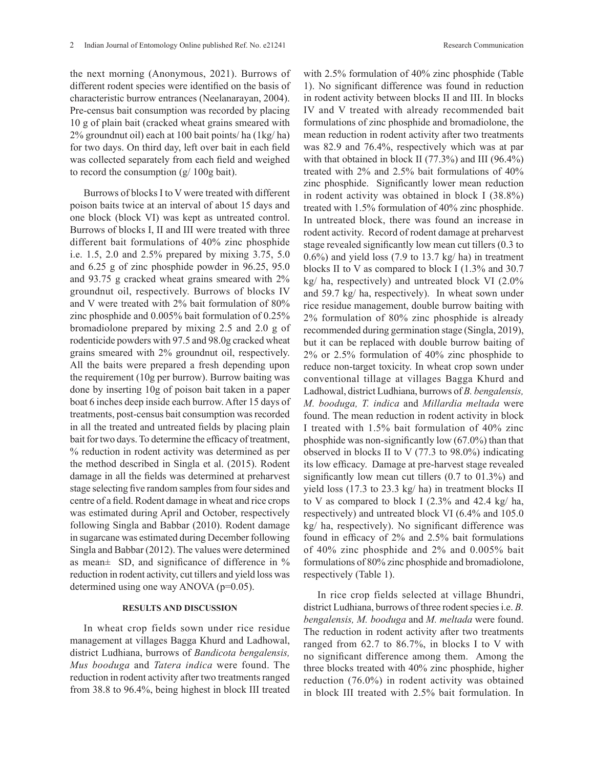the next morning (Anonymous, 2021). Burrows of different rodent species were identified on the basis of characteristic burrow entrances (Neelanarayan, 2004). Pre-census bait consumption was recorded by placing 10 g of plain bait (cracked wheat grains smeared with 2% groundnut oil) each at 100 bait points/ ha (1kg/ ha) for two days. On third day, left over bait in each field was collected separately from each field and weighed to record the consumption (g/ 100g bait).

Burrows of blocks I to V were treated with different poison baits twice at an interval of about 15 days and one block (block VI) was kept as untreated control. Burrows of blocks I, II and III were treated with three different bait formulations of 40% zinc phosphide i.e. 1.5, 2.0 and 2.5% prepared by mixing 3.75, 5.0 and 6.25 g of zinc phosphide powder in 96.25, 95.0 and 93.75 g cracked wheat grains smeared with 2% groundnut oil, respectively. Burrows of blocks IV and V were treated with 2% bait formulation of 80% zinc phosphide and 0.005% bait formulation of 0.25% bromadiolone prepared by mixing 2.5 and 2.0 g of rodenticide powders with 97.5 and 98.0g cracked wheat grains smeared with 2% groundnut oil, respectively. All the baits were prepared a fresh depending upon the requirement (10g per burrow). Burrow baiting was done by inserting 10g of poison bait taken in a paper boat 6 inches deep inside each burrow. After 15 days of treatments, post-census bait consumption was recorded in all the treated and untreated fields by placing plain bait for two days. To determine the efficacy of treatment, % reduction in rodent activity was determined as per the method described in Singla et al. (2015). Rodent damage in all the fields was determined at preharvest stage selecting five random samples from four sides and centre of a field. Rodent damage in wheat and rice crops was estimated during April and October, respectively following Singla and Babbar (2010). Rodent damage in sugarcane was estimated during December following Singla and Babbar (2012). The values were determined as mean± SD, and significance of difference in % reduction in rodent activity, cut tillers and yield loss was determined using one way ANOVA (p=0.05).

## RESULTS AND DISCUSSION

In wheat crop fields sown under rice residue management at villages Bagga Khurd and Ladhowal, district Ludhiana, burrows of *Bandicota bengalensis, Mus booduga* and *Tatera indica* were found. The reduction in rodent activity after two treatments ranged from 38.8 to 96.4%, being highest in block III treated with 2.5% formulation of 40% zinc phosphide (Table 1). No significant difference was found in reduction in rodent activity between blocks II and III. In blocks IV and V treated with already recommended bait formulations of zinc phosphide and bromadiolone, the mean reduction in rodent activity after two treatments was 82.9 and 76.4%, respectively which was at par with that obtained in block II (77.3%) and III (96.4%) treated with 2% and 2.5% bait formulations of 40% zinc phosphide. Significantly lower mean reduction in rodent activity was obtained in block I (38.8%) treated with 1.5% formulation of 40% zinc phosphide. In untreated block, there was found an increase in rodent activity. Record of rodent damage at preharvest stage revealed significantly low mean cut tillers (0.3 to 0.6%) and yield loss (7.9 to 13.7 kg/ ha) in treatment blocks II to V as compared to block I (1.3% and 30.7 kg/ ha, respectively) and untreated block VI (2.0% and 59.7 kg/ ha, respectively). In wheat sown under rice residue management, double burrow baiting with 2% formulation of 80% zinc phosphide is already recommended during germination stage (Singla, 2019), but it can be replaced with double burrow baiting of 2% or 2.5% formulation of 40% zinc phosphide to reduce non-target toxicity. In wheat crop sown under conventional tillage at villages Bagga Khurd and Ladhowal, district Ludhiana, burrows of *B. bengalensis, M. booduga, T. indica* and *Millardia meltada* were found. The mean reduction in rodent activity in block I treated with 1.5% bait formulation of 40% zinc phosphide was non-significantly low (67.0%) than that observed in blocks II to V (77.3 to 98.0%) indicating its low efficacy. Damage at pre-harvest stage revealed significantly low mean cut tillers (0.7 to 01.3%) and yield loss (17.3 to 23.3 kg/ ha) in treatment blocks II to V as compared to block I (2.3% and 42.4 kg/ ha, respectively) and untreated block VI (6.4% and 105.0 kg/ ha, respectively). No significant difference was found in efficacy of 2% and 2.5% bait formulations of 40% zinc phosphide and 2% and 0.005% bait formulations of 80% zinc phosphide and bromadiolone, respectively (Table 1).

In rice crop fields selected at village Bhundri, district Ludhiana, burrows of three rodent species i.e. *B. bengalensis, M. booduga* and *M. meltada* were found. The reduction in rodent activity after two treatments ranged from 62.7 to 86.7%, in blocks I to V with no significant difference among them. Among the three blocks treated with 40% zinc phosphide, higher reduction (76.0%) in rodent activity was obtained in block III treated with 2.5% bait formulation. In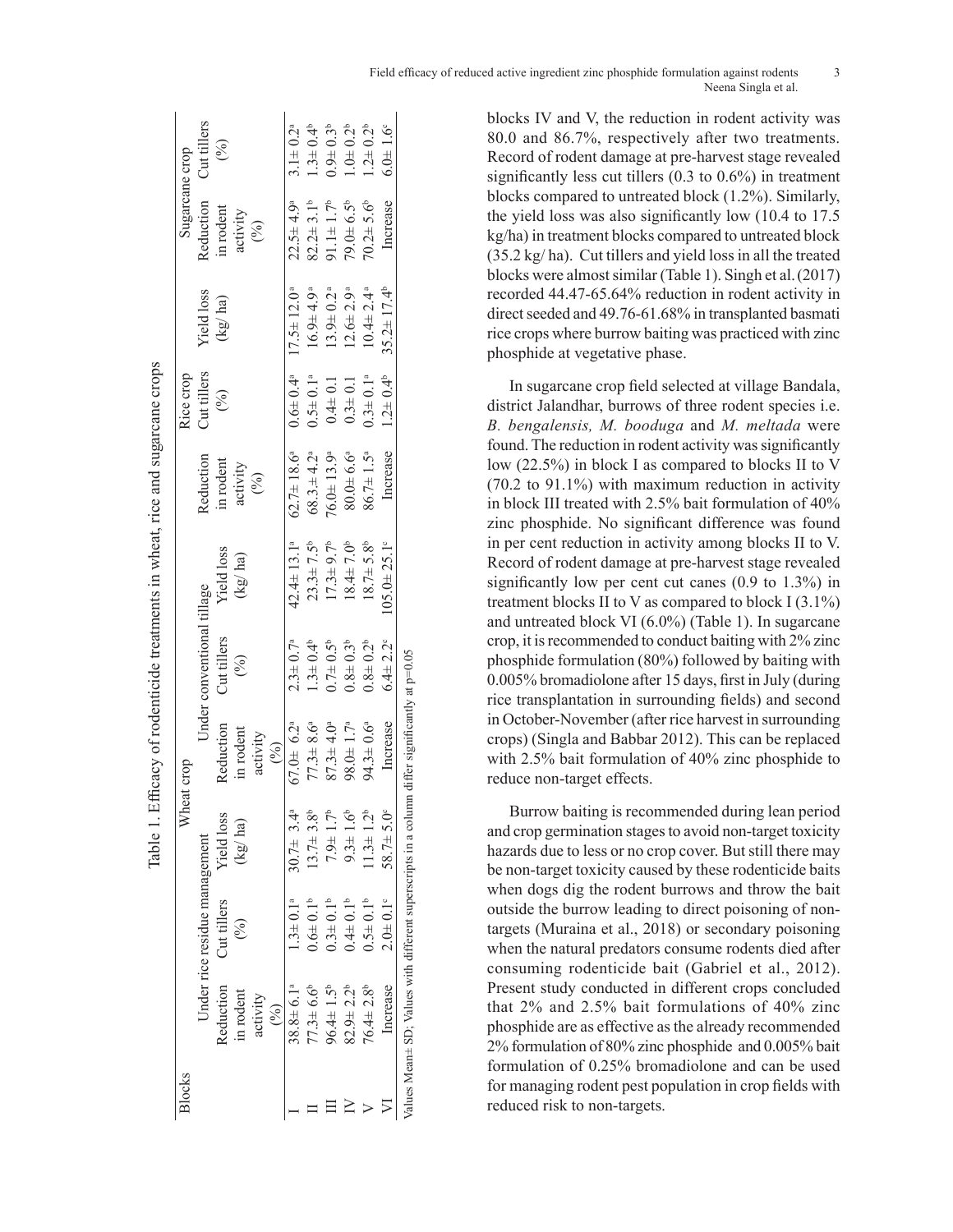Table 1. Efficacy of rodenticide treatments in wheat, rice and sugarcane crops

| Blocks | Wheat crop | | | | | | Rice crop | | | Sugarcane crop | |
|---|---|---|---|---|---|---|---|---|---|---|---|
| | Under rice residue management | | | Under conventional tillage | | | | | | | |
| | Reduction in rodent activity (%) | Cut tillers (%) | Yield loss (kg/ ha) | Reduction in rodent activity (%) | Cut tillers (%) | Yield loss (kg/ ha) | Reduction in rodent activity (%) | Cut tillers (%) | Yield loss (kg/ ha) | Reduction in rodent activity (%) | Cut tillers (%) |
| I | 38.8± 6.1[a] | 1.3± 0.1[a] | 30.7± 3.4[a] | 67.0± 6.2[a] | 2.3± 0.7[a] | 42.4± 13.1[a] | 62.7± 18.6[a] | 0.6± 0.4[a] | 17.5± 12.0[a] | 22.5± 4.9[a] | 3.1± 0.2[a] |
| II | 77.3± 6.6[b] | 0.6± 0.1[b] | 13.7± 3.8[b] | 77.3± 8.6[a] | 1.3± 0.4[b] | 23.3± 7.5[b] | 68.3± 4.2[a] | 0.5± 0.1[a] | 16.9± 4.9[a] | 82.2± 3.1[b] | 1.3± 0.4[b] |
| III | 96.4± 1.5[b] | 0.3± 0.1[b] | 7.9± 1.7[b] | 87.3± 4.0[a] | 0.7± 0.5[b] | 17.3± 9.7[b] | 76.0± 13.9[a] | 0.4± 0.1 | 13.9± 0.2[a] | 91.1± 1.7[b] | 0.9± 0.3[b] |
| IV | 82.9± 2.2[b] | 0.4± 0.1[b] | 9.3± 1.6[b] | 98.0± 1.7[a] | 0.8± 0.3[b] | 18.4± 7.0[b] | 80.0± 6.6[a] | 0.3± 0.1 | 12.6± 2.9[a] | 79.0± 6.5[b] | 1.0± 0.2[b] |
| V | 76.4± 2.8[b] | 0.5± 0.1[b] | 11.3± 1.2[b] | 94.3± 0.6[a] | 0.8± 0.2[b] | 18.7± 5.8[b] | 86.7± 1.5[a] | 0.3± 0.1[a] | 10.4± 2.4[a] | 70.2± 5.6[b] | 1.2± 0.2[b] |
| VI | Increase | 2.0± 0.1[c] | 58.7± 5.0[c] | Increase | 6.4± 2.2[c] | 105.0± 25.1[c] | Increase | 1.2± 0.4[b] | 35.2± 17.4[b] | Increase | 6.0± 1.6[c] |

Values Mean± SD; Values with different superscripts in a column differ significantly at p=0.05

blocks IV and V, the reduction in rodent activity was 80.0 and 86.7%, respectively after two treatments. Record of rodent damage at pre-harvest stage revealed significantly less cut tillers (0.3 to 0.6%) in treatment blocks compared to untreated block (1.2%). Similarly, the yield loss was also significantly low (10.4 to 17.5 kg/ha) in treatment blocks compared to untreated block (35.2 kg/ ha). Cut tillers and yield loss in all the treated blocks were almost similar (Table 1). Singh et al. (2017) recorded 44.47-65.64% reduction in rodent activity in direct seeded and 49.76-61.68% in transplanted basmati rice crops where burrow baiting was practiced with zinc phosphide at vegetative phase.

In sugarcane crop field selected at village Bandala, district Jalandhar, burrows of three rodent species i.e. *B. bengalensis, M. booduga* and *M. meltada* were found. The reduction in rodent activity was significantly low (22.5%) in block I as compared to blocks II to V (70.2 to 91.1%) with maximum reduction in activity in block III treated with 2.5% bait formulation of 40% zinc phosphide. No significant difference was found in per cent reduction in activity among blocks II to V. Record of rodent damage at pre-harvest stage revealed significantly low per cent cut canes (0.9 to 1.3%) in treatment blocks II to V as compared to block I (3.1%) and untreated block VI (6.0%) (Table 1). In sugarcane crop, it is recommended to conduct baiting with 2% zinc phosphide formulation (80%) followed by baiting with 0.005% bromadiolone after 15 days, first in July (during rice transplantation in surrounding fields) and second in October-November (after rice harvest in surrounding crops) (Singla and Babbar 2012). This can be replaced with 2.5% bait formulation of 40% zinc phosphide to reduce non-target effects.

Burrow baiting is recommended during lean period and crop germination stages to avoid non-target toxicity hazards due to less or no crop cover. But still there may be non-target toxicity caused by these rodenticide baits when dogs dig the rodent burrows and throw the bait outside the burrow leading to direct poisoning of non-targets (Muraina et al., 2018) or secondary poisoning when the natural predators consume rodents died after consuming rodenticide bait (Gabriel et al., 2012). Present study conducted in different crops concluded that 2% and 2.5% bait formulations of 40% zinc phosphide are as effective as the already recommended 2% formulation of 80% zinc phosphide and 0.005% bait formulation of 0.25% bromadiolone and can be used for managing rodent pest population in crop fields with reduced risk to non-targets.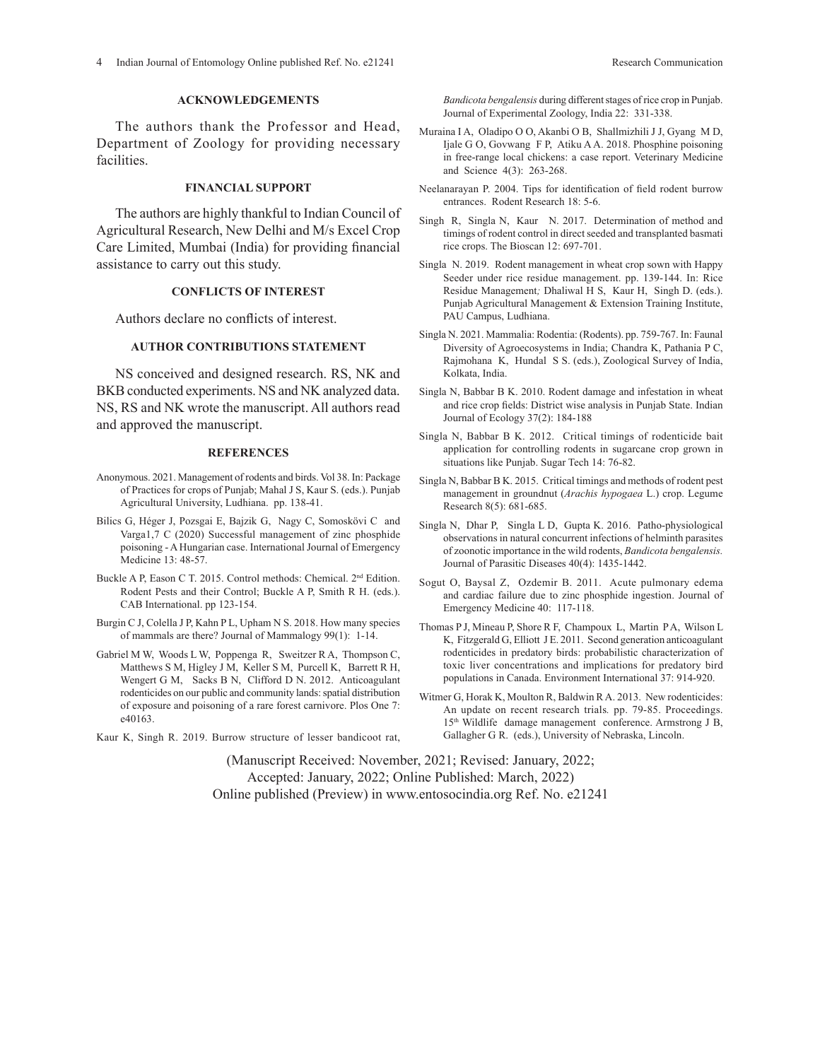## ACKNOWLEDGEMENTS

The authors thank the Professor and Head, Department of Zoology for providing necessary facilities.

## FINANCIAL SUPPORT

The authors are highly thankful to Indian Council of Agricultural Research, New Delhi and M/s Excel Crop Care Limited, Mumbai (India) for providing financial assistance to carry out this study.

## CONFLICTS OF INTEREST

Authors declare no conflicts of interest.

## AUTHOR CONTRIBUTIONS STATEMENT

NS conceived and designed research. RS, NK and BKB conducted experiments. NS and NK analyzed data. NS, RS and NK wrote the manuscript. All authors read and approved the manuscript.

## REFERENCES

Anonymous. 2021. Management of rodents and birds. Vol 38. In: Package of Practices for crops of Punjab; Mahal J S, Kaur S. (eds.). Punjab Agricultural University, Ludhiana. pp. 138-41.

Bilics G, Héger J, Pozsgai E, Bajzik G, Nagy C, Somoskövi C and Varga1,7 C (2020) Successful management of zinc phosphide poisoning - A Hungarian case. International Journal of Emergency Medicine 13: 48-57.

Buckle A P, Eason C T. 2015. Control methods: Chemical. 2nd Edition. Rodent Pests and their Control; Buckle A P, Smith R H. (eds.). CAB International. pp 123-154.

Burgin C J, Colella J P, Kahn P L, Upham N S. 2018. How many species of mammals are there? Journal of Mammalogy 99(1): 1-14.

Gabriel M W, Woods L W, Poppenga R, Sweitzer R A, Thompson C, Matthews S M, Higley J M, Keller S M, Purcell K, Barrett R H, Wengert G M, Sacks B N, Clifford D N. 2012. Anticoagulant rodenticides on our public and community lands: spatial distribution of exposure and poisoning of a rare forest carnivore. Plos One 7: e40163.

Kaur K, Singh R. 2019. Burrow structure of lesser bandicoot rat, *Bandicota bengalensis* during different stages of rice crop in Punjab. Journal of Experimental Zoology, India 22: 331-338.

Muraina I A, Oladipo O O, Akanbi O B, Shallmizhili J J, Gyang M D, Ijale G O, Govwang F P, Atiku A A. 2018. Phosphine poisoning in free-range local chickens: a case report. Veterinary Medicine and Science 4(3): 263-268.

Neelanarayan P. 2004. Tips for identification of field rodent burrow entrances. Rodent Research 18: 5-6.

Singh R, Singla N, Kaur N. 2017. Determination of method and timings of rodent control in direct seeded and transplanted basmati rice crops. The Bioscan 12: 697-701.

Singla N. 2019. Rodent management in wheat crop sown with Happy Seeder under rice residue management. pp. 139-144. In: Rice Residue Management; Dhaliwal H S, Kaur H, Singh D. (eds.). Punjab Agricultural Management & Extension Training Institute, PAU Campus, Ludhiana.

Singla N. 2021. Mammalia: Rodentia: (Rodents). pp. 759-767. In: Faunal Diversity of Agroecosystems in India; Chandra K, Pathania P C, Rajmohana K, Hundal S S. (eds.), Zoological Survey of India, Kolkata, India.

Singla N, Babbar B K. 2010. Rodent damage and infestation in wheat and rice crop fields: District wise analysis in Punjab State. Indian Journal of Ecology 37(2): 184-188

Singla N, Babbar B K. 2012. Critical timings of rodenticide bait application for controlling rodents in sugarcane crop grown in situations like Punjab. Sugar Tech 14: 76-82.

Singla N, Babbar B K. 2015. Critical timings and methods of rodent pest management in groundnut (*Arachis hypogaea* L.) crop. Legume Research 8(5): 681-685.

Singla N, Dhar P, Singla L D, Gupta K. 2016. Patho-physiological observations in natural concurrent infections of helminth parasites of zoonotic importance in the wild rodents, *Bandicota bengalensis*. Journal of Parasitic Diseases 40(4): 1435-1442.

Sogut O, Baysal Z, Ozdemir B. 2011. Acute pulmonary edema and cardiac failure due to zinc phosphide ingestion. Journal of Emergency Medicine 40: 117-118.

Thomas P J, Mineau P, Shore R F, Champoux L, Martin P A, Wilson L K, Fitzgerald G, Elliott J E. 2011. Second generation anticoagulant rodenticides in predatory birds: probabilistic characterization of toxic liver concentrations and implications for predatory bird populations in Canada. Environment International 37: 914-920.

Witmer G, Horak K, Moulton R, Baldwin R A. 2013. New rodenticides: An update on recent research trials. pp. 79-85. Proceedings. 15th Wildlife damage management conference. Armstrong J B, Gallagher G R. (eds.), University of Nebraska, Lincoln.

(Manuscript Received: November, 2021; Revised: January, 2022; Accepted: January, 2022; Online Published: March, 2022)
Online published (Preview) in www.entosocindia.org Ref. No. e21241